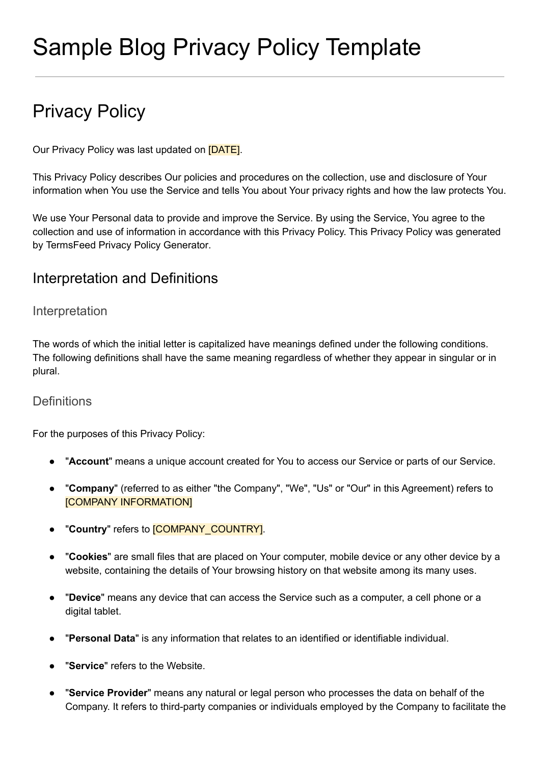# Sample Blog Privacy Policy Template

## Privacy Policy

Our Privacy Policy was last updated on [DATE].

This Privacy Policy describes Our policies and procedures on the collection, use and disclosure of Your information when You use the Service and tells You about Your privacy rights and how the law protects You.

We use Your Personal data to provide and improve the Service. By using the Service, You agree to the collection and use of information in accordance with this Privacy Policy. This Privacy Policy was generated by TermsFeed Privacy Policy Generator.

### Interpretation and Definitions

#### Interpretation

The words of which the initial letter is capitalized have meanings defined under the following conditions. The following definitions shall have the same meaning regardless of whether they appear in singular or in plural.

#### Definitions

For the purposes of this Privacy Policy:

- "**Account**" means a unique account created for You to access our Service or parts of our Service.
- "**Company**" (referred to as either "the Company", "We", "Us" or "Our" in this Agreement) refers to [COMPANY INFORMATION]
- "**Country**" refers to [COMPANY_COUNTRY].
- "**Cookies**" are small files that are placed on Your computer, mobile device or any other device by a website, containing the details of Your browsing history on that website among its many uses.
- "**Device**" means any device that can access the Service such as a computer, a cell phone or a digital tablet.
- "**Personal Data**" is any information that relates to an identified or identifiable individual.
- "**Service**" refers to the Website.
- "**Service Provider**" means any natural or legal person who processes the data on behalf of the Company. It refers to third-party companies or individuals employed by the Company to facilitate the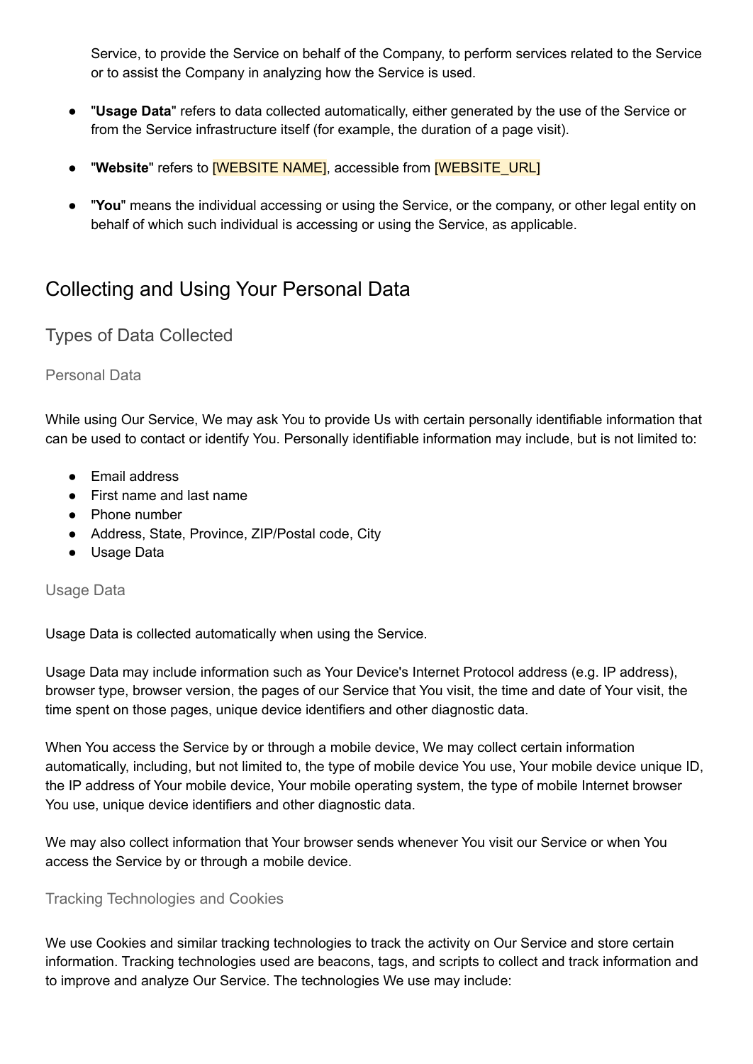Service, to provide the Service on behalf of the Company, to perform services related to the Service or to assist the Company in analyzing how the Service is used.

- "**Usage Data**" refers to data collected automatically, either generated by the use of the Service or from the Service infrastructure itself (for example, the duration of a page visit).
- "**Website**" refers to [WEBSITE NAME], accessible from [WEBSITE_URL]
- "**You**" means the individual accessing or using the Service, or the company, or other legal entity on behalf of which such individual is accessing or using the Service, as applicable.

## Collecting and Using Your Personal Data

### Types of Data Collected

#### Personal Data

While using Our Service, We may ask You to provide Us with certain personally identifiable information that can be used to contact or identify You. Personally identifiable information may include, but is not limited to:

- Email address
- First name and last name
- Phone number
- Address, State, Province, ZIP/Postal code, City
- Usage Data

#### Usage Data

Usage Data is collected automatically when using the Service.

Usage Data may include information such as Your Device's Internet Protocol address (e.g. IP address), browser type, browser version, the pages of our Service that You visit, the time and date of Your visit, the time spent on those pages, unique device identifiers and other diagnostic data.

When You access the Service by or through a mobile device, We may collect certain information automatically, including, but not limited to, the type of mobile device You use, Your mobile device unique ID, the IP address of Your mobile device, Your mobile operating system, the type of mobile Internet browser You use, unique device identifiers and other diagnostic data.

We may also collect information that Your browser sends whenever You visit our Service or when You access the Service by or through a mobile device.

#### Tracking Technologies and Cookies

We use Cookies and similar tracking technologies to track the activity on Our Service and store certain information. Tracking technologies used are beacons, tags, and scripts to collect and track information and to improve and analyze Our Service. The technologies We use may include: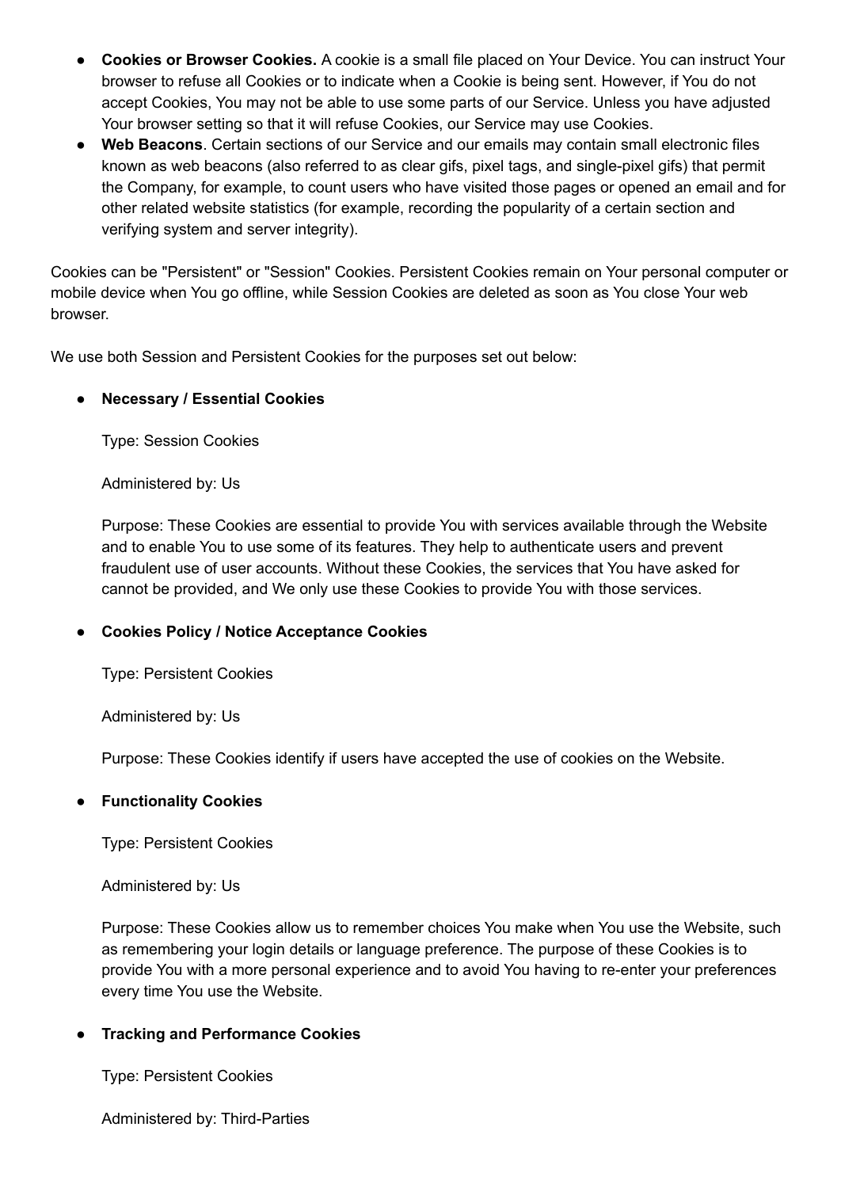- **Cookies or Browser Cookies.** A cookie is a small file placed on Your Device. You can instruct Your browser to refuse all Cookies or to indicate when a Cookie is being sent. However, if You do not accept Cookies, You may not be able to use some parts of our Service. Unless you have adjusted Your browser setting so that it will refuse Cookies, our Service may use Cookies.
- **Web Beacons**. Certain sections of our Service and our emails may contain small electronic files known as web beacons (also referred to as clear gifs, pixel tags, and single-pixel gifs) that permit the Company, for example, to count users who have visited those pages or opened an email and for other related website statistics (for example, recording the popularity of a certain section and verifying system and server integrity).

Cookies can be "Persistent" or "Session" Cookies. Persistent Cookies remain on Your personal computer or mobile device when You go offline, while Session Cookies are deleted as soon as You close Your web browser.

We use both Session and Persistent Cookies for the purposes set out below:

- **Necessary / Essential Cookies**

  Type: Session Cookies

  Administered by: Us

  Purpose: These Cookies are essential to provide You with services available through the Website and to enable You to use some of its features. They help to authenticate users and prevent fraudulent use of user accounts. Without these Cookies, the services that You have asked for cannot be provided, and We only use these Cookies to provide You with those services.

- **Cookies Policy / Notice Acceptance Cookies**

  Type: Persistent Cookies

  Administered by: Us

  Purpose: These Cookies identify if users have accepted the use of cookies on the Website.

- **Functionality Cookies**

  Type: Persistent Cookies

  Administered by: Us

  Purpose: These Cookies allow us to remember choices You make when You use the Website, such as remembering your login details or language preference. The purpose of these Cookies is to provide You with a more personal experience and to avoid You having to re-enter your preferences every time You use the Website.

- **Tracking and Performance Cookies**

  Type: Persistent Cookies

  Administered by: Third-Parties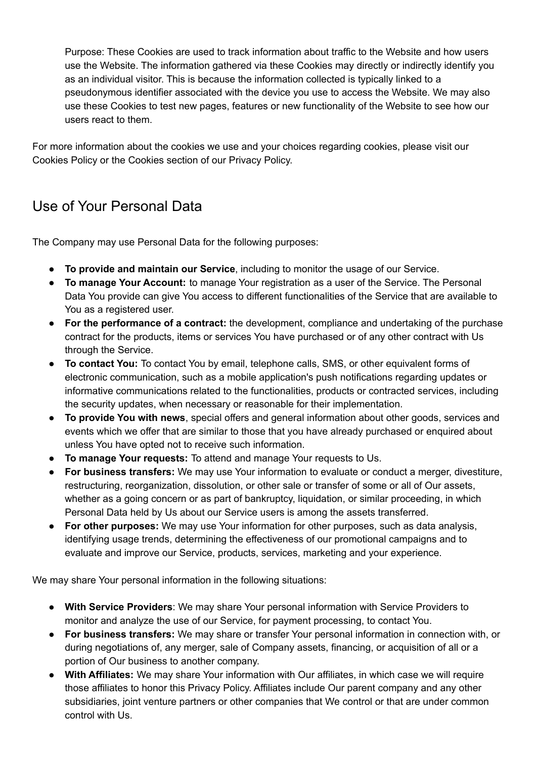Purpose: These Cookies are used to track information about traffic to the Website and how users use the Website. The information gathered via these Cookies may directly or indirectly identify you as an individual visitor. This is because the information collected is typically linked to a pseudonymous identifier associated with the device you use to access the Website. We may also use these Cookies to test new pages, features or new functionality of the Website to see how our users react to them.

For more information about the cookies we use and your choices regarding cookies, please visit our Cookies Policy or the Cookies section of our Privacy Policy.

## Use of Your Personal Data

The Company may use Personal Data for the following purposes:

- **To provide and maintain our Service**, including to monitor the usage of our Service.
- **To manage Your Account:** to manage Your registration as a user of the Service. The Personal Data You provide can give You access to different functionalities of the Service that are available to You as a registered user.
- **For the performance of a contract:** the development, compliance and undertaking of the purchase contract for the products, items or services You have purchased or of any other contract with Us through the Service.
- **To contact You:** To contact You by email, telephone calls, SMS, or other equivalent forms of electronic communication, such as a mobile application's push notifications regarding updates or informative communications related to the functionalities, products or contracted services, including the security updates, when necessary or reasonable for their implementation.
- **To provide You with news**, special offers and general information about other goods, services and events which we offer that are similar to those that you have already purchased or enquired about unless You have opted not to receive such information.
- **To manage Your requests:** To attend and manage Your requests to Us.
- **For business transfers:** We may use Your information to evaluate or conduct a merger, divestiture, restructuring, reorganization, dissolution, or other sale or transfer of some or all of Our assets, whether as a going concern or as part of bankruptcy, liquidation, or similar proceeding, in which Personal Data held by Us about our Service users is among the assets transferred.
- **For other purposes:** We may use Your information for other purposes, such as data analysis, identifying usage trends, determining the effectiveness of our promotional campaigns and to evaluate and improve our Service, products, services, marketing and your experience.

We may share Your personal information in the following situations:

- **With Service Providers**: We may share Your personal information with Service Providers to monitor and analyze the use of our Service, for payment processing, to contact You.
- **For business transfers:** We may share or transfer Your personal information in connection with, or during negotiations of, any merger, sale of Company assets, financing, or acquisition of all or a portion of Our business to another company.
- **With Affiliates:** We may share Your information with Our affiliates, in which case we will require those affiliates to honor this Privacy Policy. Affiliates include Our parent company and any other subsidiaries, joint venture partners or other companies that We control or that are under common control with Us.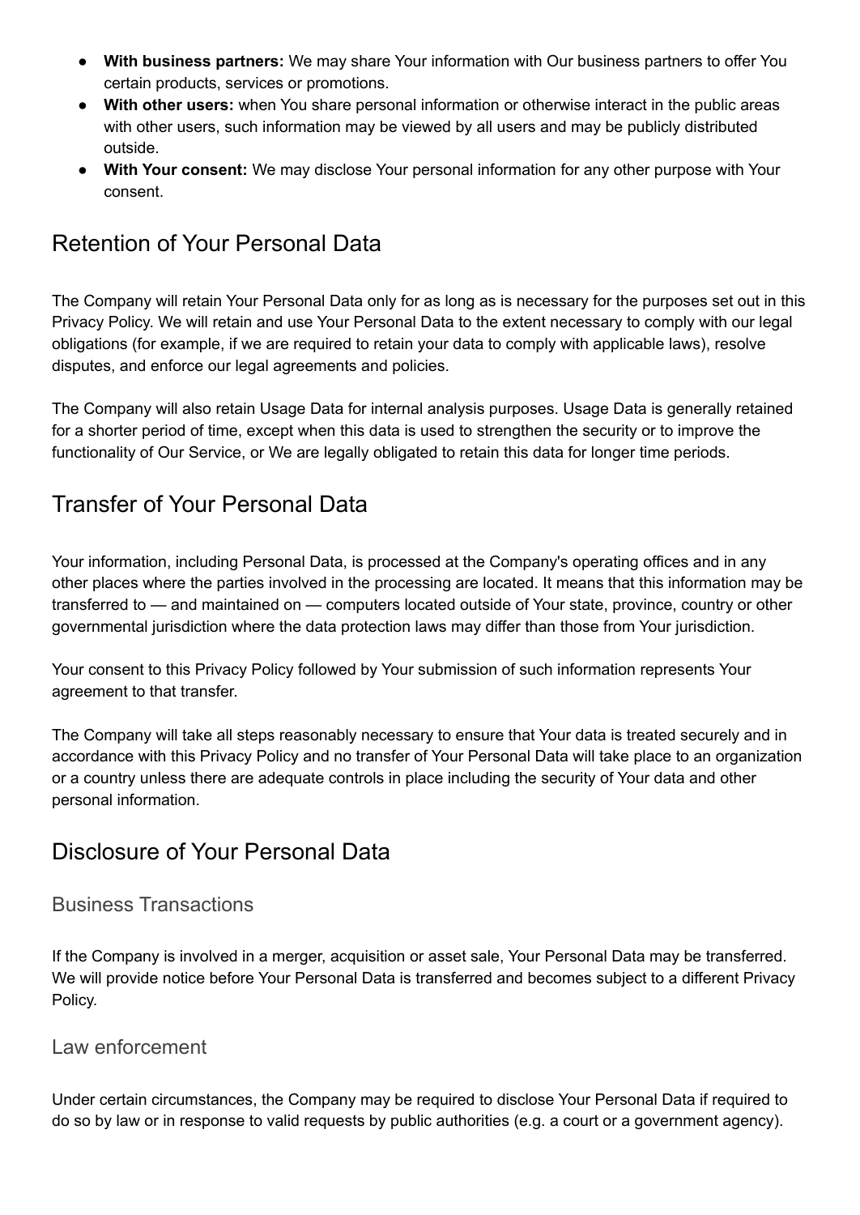- **With business partners:** We may share Your information with Our business partners to offer You certain products, services or promotions.
- **With other users:** when You share personal information or otherwise interact in the public areas with other users, such information may be viewed by all users and may be publicly distributed outside.
- **With Your consent:** We may disclose Your personal information for any other purpose with Your consent.

## Retention of Your Personal Data

The Company will retain Your Personal Data only for as long as is necessary for the purposes set out in this Privacy Policy. We will retain and use Your Personal Data to the extent necessary to comply with our legal obligations (for example, if we are required to retain your data to comply with applicable laws), resolve disputes, and enforce our legal agreements and policies.

The Company will also retain Usage Data for internal analysis purposes. Usage Data is generally retained for a shorter period of time, except when this data is used to strengthen the security or to improve the functionality of Our Service, or We are legally obligated to retain this data for longer time periods.

## Transfer of Your Personal Data

Your information, including Personal Data, is processed at the Company's operating offices and in any other places where the parties involved in the processing are located. It means that this information may be transferred to — and maintained on — computers located outside of Your state, province, country or other governmental jurisdiction where the data protection laws may differ than those from Your jurisdiction.

Your consent to this Privacy Policy followed by Your submission of such information represents Your agreement to that transfer.

The Company will take all steps reasonably necessary to ensure that Your data is treated securely and in accordance with this Privacy Policy and no transfer of Your Personal Data will take place to an organization or a country unless there are adequate controls in place including the security of Your data and other personal information.

## Disclosure of Your Personal Data

### Business Transactions

If the Company is involved in a merger, acquisition or asset sale, Your Personal Data may be transferred. We will provide notice before Your Personal Data is transferred and becomes subject to a different Privacy Policy.

### Law enforcement

Under certain circumstances, the Company may be required to disclose Your Personal Data if required to do so by law or in response to valid requests by public authorities (e.g. a court or a government agency).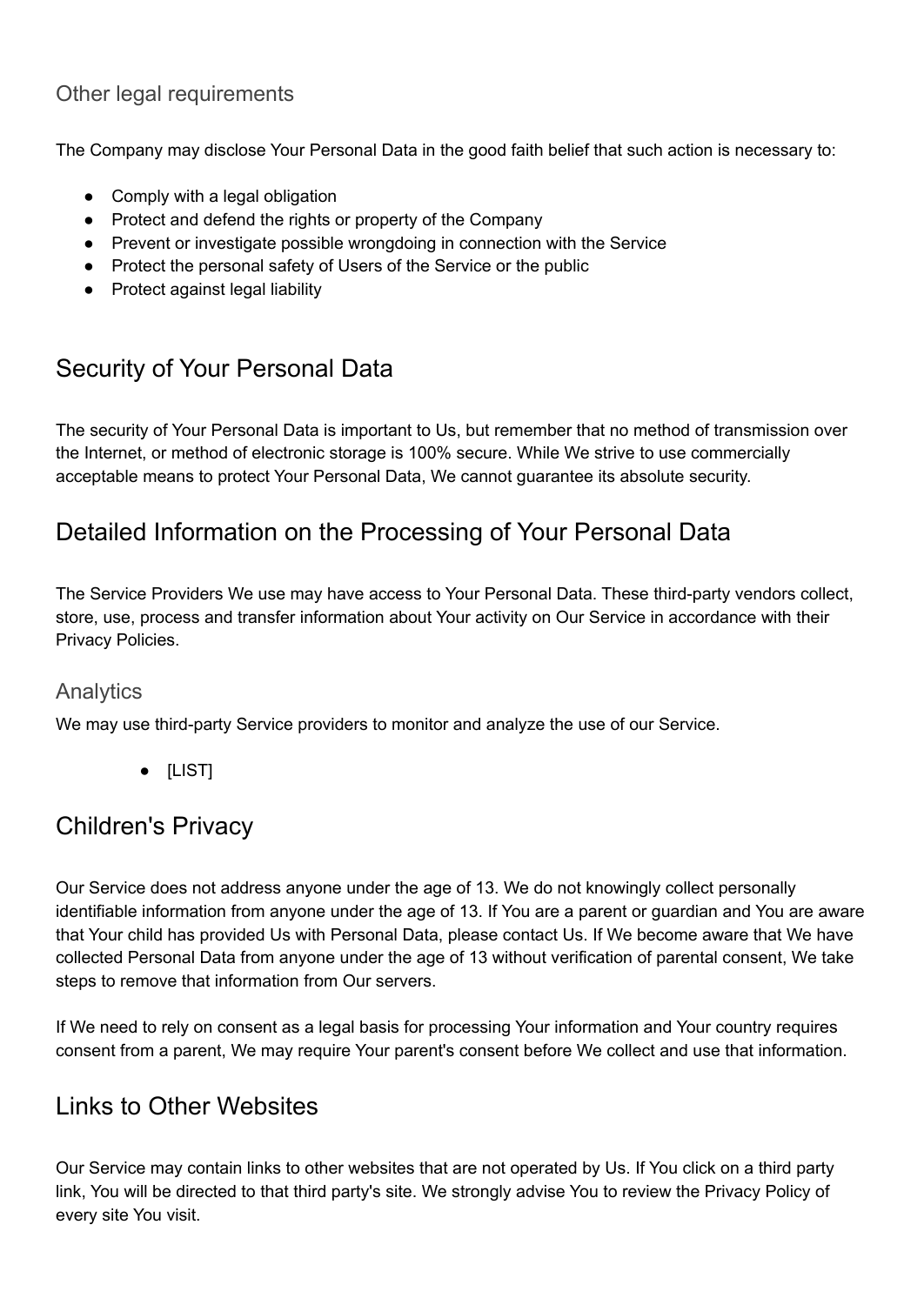### Other legal requirements

The Company may disclose Your Personal Data in the good faith belief that such action is necessary to:

- Comply with a legal obligation
- Protect and defend the rights or property of the Company
- Prevent or investigate possible wrongdoing in connection with the Service
- Protect the personal safety of Users of the Service or the public
- Protect against legal liability

## Security of Your Personal Data

The security of Your Personal Data is important to Us, but remember that no method of transmission over the Internet, or method of electronic storage is 100% secure. While We strive to use commercially acceptable means to protect Your Personal Data, We cannot guarantee its absolute security.

## Detailed Information on the Processing of Your Personal Data

The Service Providers We use may have access to Your Personal Data. These third-party vendors collect, store, use, process and transfer information about Your activity on Our Service in accordance with their Privacy Policies.

### Analytics

We may use third-party Service providers to monitor and analyze the use of our Service.

- [LIST]

## Children's Privacy

Our Service does not address anyone under the age of 13. We do not knowingly collect personally identifiable information from anyone under the age of 13. If You are a parent or guardian and You are aware that Your child has provided Us with Personal Data, please contact Us. If We become aware that We have collected Personal Data from anyone under the age of 13 without verification of parental consent, We take steps to remove that information from Our servers.

If We need to rely on consent as a legal basis for processing Your information and Your country requires consent from a parent, We may require Your parent's consent before We collect and use that information.

## Links to Other Websites

Our Service may contain links to other websites that are not operated by Us. If You click on a third party link, You will be directed to that third party's site. We strongly advise You to review the Privacy Policy of every site You visit.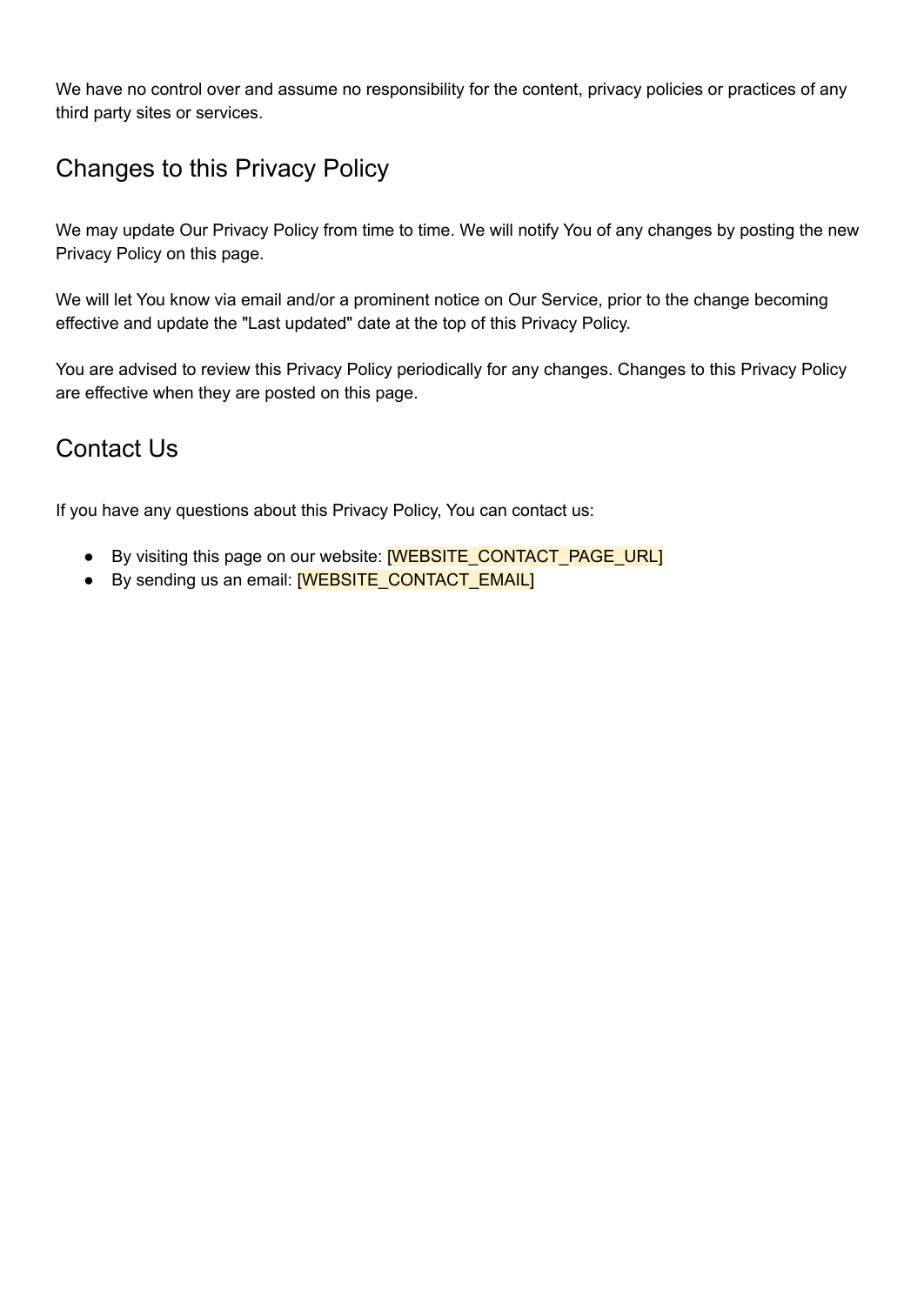We have no control over and assume no responsibility for the content, privacy policies or practices of any third party sites or services.

## Changes to this Privacy Policy

We may update Our Privacy Policy from time to time. We will notify You of any changes by posting the new Privacy Policy on this page.

We will let You know via email and/or a prominent notice on Our Service, prior to the change becoming effective and update the "Last updated" date at the top of this Privacy Policy.

You are advised to review this Privacy Policy periodically for any changes. Changes to this Privacy Policy are effective when they are posted on this page.

## Contact Us

If you have any questions about this Privacy Policy, You can contact us:

- By visiting this page on our website: [WEBSITE_CONTACT_PAGE_URL]
- By sending us an email: [WEBSITE_CONTACT_EMAIL]